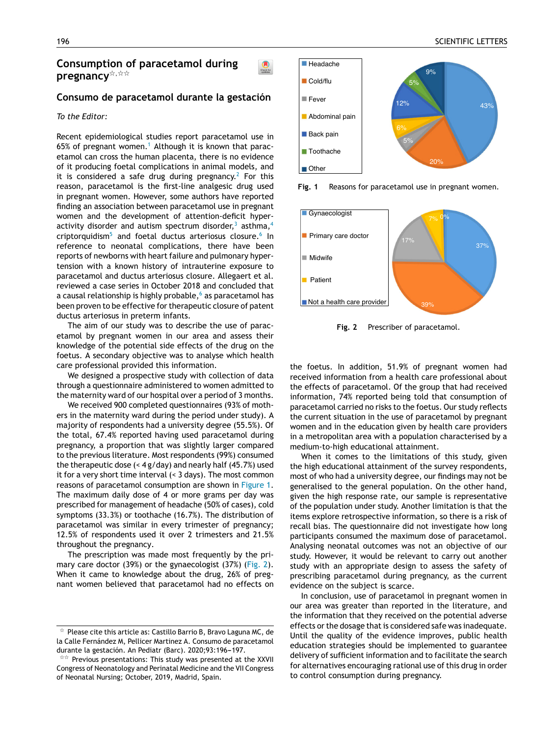# Consumption of paracetamol during pregnancy[☆,☆☆]

## Consumo de paracetamol durante la gestación

*To the Editor:*

Recent epidemiological studies report paracetamol use in 65% of pregnant women.[1] Although it is known that paracetamol can cross the human placenta, there is no evidence of it producing foetal complications in animal models, and it is considered a safe drug during pregnancy.[2] For this reason, paracetamol is the first-line analgesic drug used in pregnant women. However, some authors have reported finding an association between paracetamol use in pregnant women and the development of attention-deficit hyperactivity disorder and autism spectrum disorder,[3] asthma,[4] criptorquidism[5] and foetal ductus arteriosus closure.[6] In reference to neonatal complications, there have been reports of newborns with heart failure and pulmonary hypertension with a known history of intrauterine exposure to paracetamol and ductus arteriosus closure. Allegaert et al. reviewed a case series in October 2018 and concluded that a causal relationship is highly probable,[6] as paracetamol has been proven to be effective for therapeutic closure of patent ductus arteriosus in preterm infants.

The aim of our study was to describe the use of paracetamol by pregnant women in our area and assess their knowledge of the potential side effects of the drug on the foetus. A secondary objective was to analyse which health care professional provided this information.

We designed a prospective study with collection of data through a questionnaire administered to women admitted to the maternity ward of our hospital over a period of 3 months.

We received 900 completed questionnaires (93% of mothers in the maternity ward during the period under study). A majority of respondents had a university degree (55.5%). Of the total, 67.4% reported having used paracetamol during pregnancy, a proportion that was slightly larger compared to the previous literature. Most respondents (99%) consumed the therapeutic dose (< 4 g/day) and nearly half (45.7%) used it for a very short time interval (< 3 days). The most common reasons of paracetamol consumption are shown in Figure 1. The maximum daily dose of 4 or more grams per day was prescribed for management of headache (50% of cases), cold symptoms (33.3%) or toothache (16.7%). The distribution of paracetamol was similar in every trimester of pregnancy; 12.5% of respondents used it over 2 trimesters and 21.5% throughout the pregnancy.

The prescription was made most frequently by the primary care doctor (39%) or the gynaecologist (37%) (Fig. 2). When it came to knowledge about the drug, 26% of pregnant women believed that paracetamol had no effects on the foetus. In addition, 51.9% of pregnant women had received information from a health care professional about the effects of paracetamol. Of the group that had received information, 74% reported being told that consumption of paracetamol carried no risks to the foetus. Our study reflects the current situation in the use of paracetamol by pregnant women and in the education given by health care providers in a metropolitan area with a population characterised by a medium-to-high educational attainment.

Headache 43%; Cold/flu 20%; Fever 5%; Abdominal pain 6%; Back pain 12%; Toothache 5%; Other 9%

**Fig. 1** Reasons for paracetamol use in pregnant women.

Gynaecologist 37%; Primary care doctor 39%; Midwife 17%; Patient 7%; Not a health care provider 0%

**Fig. 2** Prescriber of paracetamol.

When it comes to the limitations of this study, given the high educational attainment of the survey respondents, most of who had a university degree, our findings may not be generalised to the general population. On the other hand, given the high response rate, our sample is representative of the population under study. Another limitation is that the items explore retrospective information, so there is a risk of recall bias. The questionnaire did not investigate how long participants consumed the maximum dose of paracetamol. Analysing neonatal outcomes was not an objective of our study. However, it would be relevant to carry out another study with an appropriate design to assess the safety of prescribing paracetamol during pregnancy, as the current evidence on the subject is scarce.

In conclusion, use of paracetamol in pregnant women in our area was greater than reported in the literature, and the information that they received on the potential adverse effects or the dosage that is considered safe was inadequate. Until the quality of the evidence improves, public health education strategies should be implemented to guarantee delivery of sufficient information and to facilitate the search for alternatives encouraging rational use of this drug in order to control consumption during pregnancy.

---

☆ Please cite this article as: Castillo Barrio B, Bravo Laguna MC, de la Calle Fernández M, Pellicer Martinez A. Consumo de paracetamol durante la gestación. An Pediatr (Barc). 2020;93:196–197.

☆☆ Previous presentations: This study was presented at the XXVII Congress of Neonatology and Perinatal Medicine and the VII Congress of Neonatal Nursing; October, 2019, Madrid, Spain.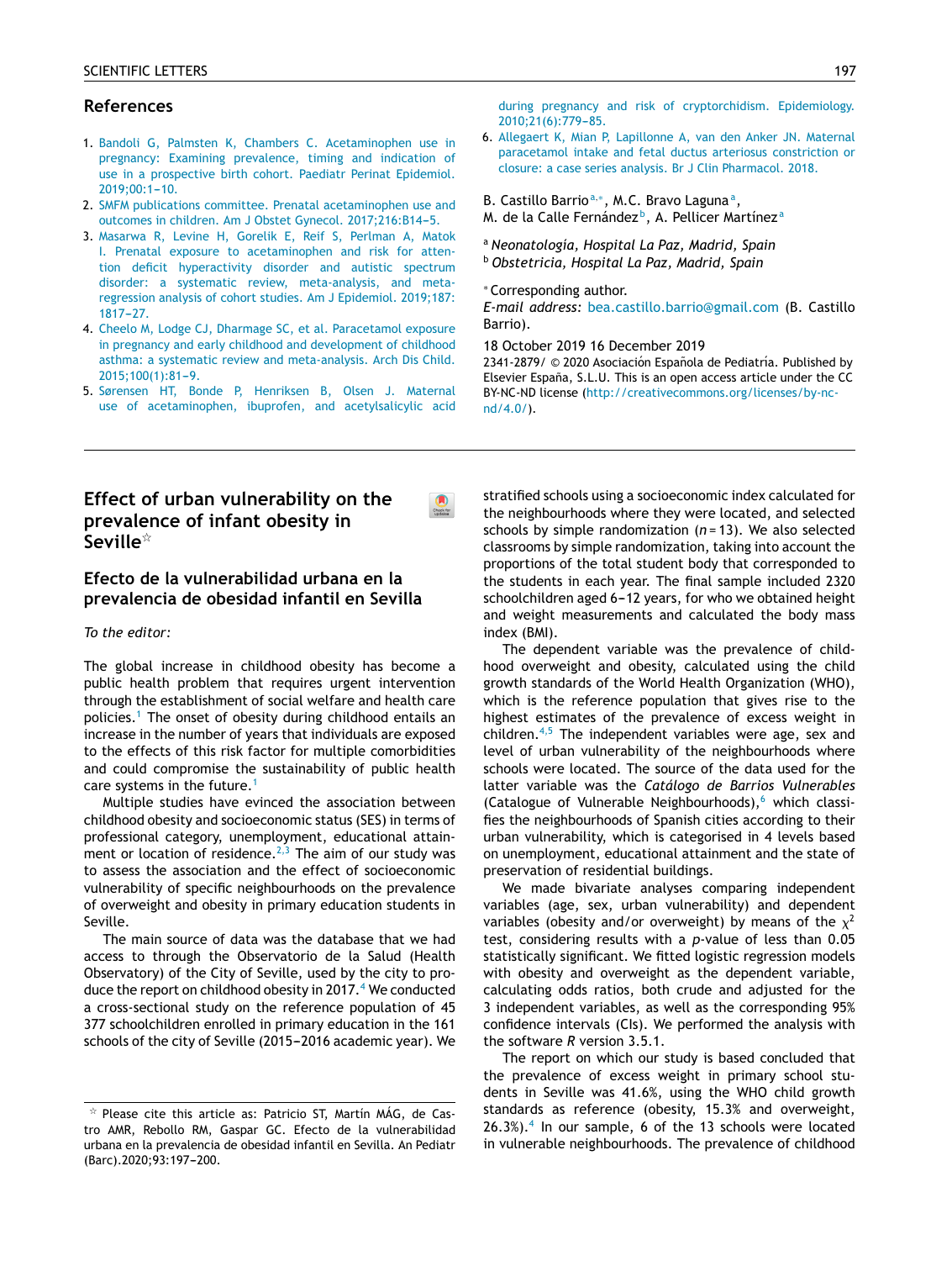## References

1. Bandoli G, Palmsten K, Chambers C. Acetaminophen use in pregnancy: Examining prevalence, timing and indication of use in a prospective birth cohort. Paediatr Perinat Epidemiol. 2019;00:1–10.
2. SMFM publications committee. Prenatal acetaminophen use and outcomes in children. Am J Obstet Gynecol. 2017;216:B14–5.
3. Masarwa R, Levine H, Gorelik E, Reif S, Perlman A, Matok I. Prenatal exposure to acetaminophen and risk for attention deficit hyperactivity disorder and autistic spectrum disorder: a systematic review, meta-analysis, and meta-regression analysis of cohort studies. Am J Epidemiol. 2019;187:1817–27.
4. Cheelo M, Lodge CJ, Dharmage SC, et al. Paracetamol exposure in pregnancy and early childhood and development of childhood asthma: a systematic review and meta-analysis. Arch Dis Child. 2015;100(1):81–9.
5. Sørensen HT, Bonde P, Henriksen B, Olsen J. Maternal use of acetaminophen, ibuprofen, and acetylsalicylic acid during pregnancy and risk of cryptorchidism. Epidemiology. 2010;21(6):779–85.
6. Allegaert K, Mian P, Lapillonne A, van den Anker JN. Maternal paracetamol intake and fetal ductus arteriosus constriction or closure: a case series analysis. Br J Clin Pharmacol. 2018.

B. Castillo Barrio[a,*], M.C. Bravo Laguna[a], M. de la Calle Fernández[b], A. Pellicer Martínez[a]

[a] *Neonatología, Hospital La Paz, Madrid, Spain*
[b] *Obstetricia, Hospital La Paz, Madrid, Spain*

* Corresponding author.
*E-mail address:* bea.castillo.barrio@gmail.com (B. Castillo Barrio).

18 October 2019 16 December 2019
2341-2879/ © 2020 Asociación Española de Pediatría. Published by Elsevier España, S.L.U. This is an open access article under the CC BY-NC-ND license (http://creativecommons.org/licenses/by-nc-nd/4.0/).

# Effect of urban vulnerability on the prevalence of infant obesity in Seville[☆]

## Efecto de la vulnerabilidad urbana en la prevalencia de obesidad infantil en Sevilla

*To the editor:*

The global increase in childhood obesity has become a public health problem that requires urgent intervention through the establishment of social welfare and health care policies.[1] The onset of obesity during childhood entails an increase in the number of years that individuals are exposed to the effects of this risk factor for multiple comorbidities and could compromise the sustainability of public health care systems in the future.[1]

Multiple studies have evinced the association between childhood obesity and socioeconomic status (SES) in terms of professional category, unemployment, educational attainment or location of residence.[2,3] The aim of our study was to assess the association and the effect of socioeconomic vulnerability of specific neighbourhoods on the prevalence of overweight and obesity in primary education students in Seville.

The main source of data was the database that we had access to through the Observatorio de la Salud (Health Observatory) of the City of Seville, used by the city to produce the report on childhood obesity in 2017.[4] We conducted a cross-sectional study on the reference population of 45 377 schoolchildren enrolled in primary education in the 161 schools of the city of Seville (2015–2016 academic year). We stratified schools using a socioeconomic index calculated for the neighbourhoods where they were located, and selected schools by simple randomization ($n = 13$). We also selected classrooms by simple randomization, taking into account the proportions of the total student body that corresponded to the students in each year. The final sample included 2320 schoolchildren aged 6–12 years, for who we obtained height and weight measurements and calculated the body mass index (BMI).

The dependent variable was the prevalence of childhood overweight and obesity, calculated using the child growth standards of the World Health Organization (WHO), which is the reference population that gives rise to the highest estimates of the prevalence of excess weight in children.[4,5] The independent variables were age, sex and level of urban vulnerability of the neighbourhoods where schools were located. The source of the data used for the latter variable was the *Catálogo de Barrios Vulnerables* (Catalogue of Vulnerable Neighbourhoods),[6] which classifies the neighbourhoods of Spanish cities according to their urban vulnerability, which is categorised in 4 levels based on unemployment, educational attainment and the state of preservation of residential buildings.

We made bivariate analyses comparing independent variables (age, sex, urban vulnerability) and dependent variables (obesity and/or overweight) by means of the $\chi^2$ test, considering results with a $p$-value of less than 0.05 statistically significant. We fitted logistic regression models with obesity and overweight as the dependent variable, calculating odds ratios, both crude and adjusted for the 3 independent variables, as well as the corresponding 95% confidence intervals (CIs). We performed the analysis with the software *R* version 3.5.1.

The report on which our study is based concluded that the prevalence of excess weight in primary school students in Seville was 41.6%, using the WHO child growth standards as reference (obesity, 15.3% and overweight, 26.3%).[4] In our sample, 6 of the 13 schools were located in vulnerable neighbourhoods. The prevalence of childhood

☆ Please cite this article as: Patricio ST, Martín MÁG, de Castro AMR, Rebollo RM, Gaspar GC. Efecto de la vulnerabilidad urbana en la prevalencia de obesidad infantil en Sevilla. An Pediatr (Barc).2020;93:197–200.